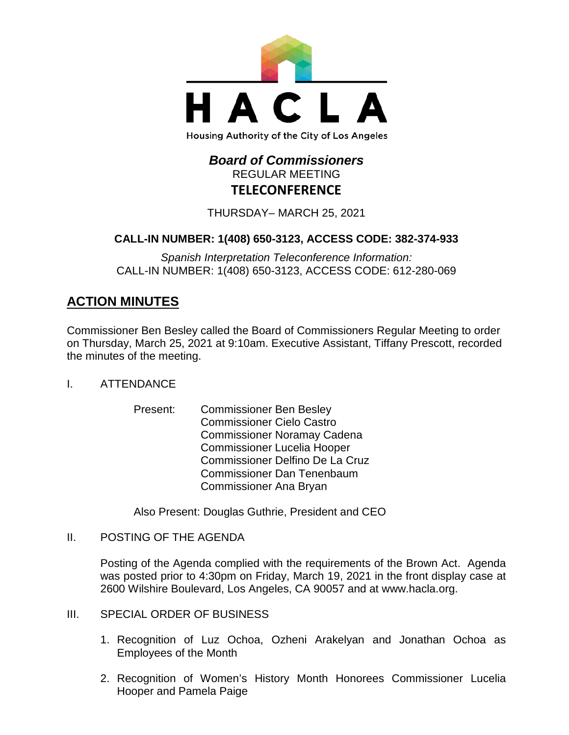HACLA

Housing Authority of the City of Los Angeles

***Board of Commissioners***

REGULAR MEETING

**TELECONFERENCE**

THURSDAY– MARCH 25, 2021

**CALL-IN NUMBER: 1(408) 650-3123, ACCESS CODE: 382-374-933**

*Spanish Interpretation Teleconference Information:*
CALL-IN NUMBER: 1(408) 650-3123, ACCESS CODE: 612-280-069

## ACTION MINUTES

Commissioner Ben Besley called the Board of Commissioners Regular Meeting to order on Thursday, March 25, 2021 at 9:10am. Executive Assistant, Tiffany Prescott, recorded the minutes of the meeting.

I. ATTENDANCE

Present:
- Commissioner Ben Besley
- Commissioner Cielo Castro
- Commissioner Noramay Cadena
- Commissioner Lucelia Hooper
- Commissioner Delfino De La Cruz
- Commissioner Dan Tenenbaum
- Commissioner Ana Bryan

Also Present: Douglas Guthrie, President and CEO

II. POSTING OF THE AGENDA

Posting of the Agenda complied with the requirements of the Brown Act. Agenda was posted prior to 4:30pm on Friday, March 19, 2021 in the front display case at 2600 Wilshire Boulevard, Los Angeles, CA 90057 and at www.hacla.org.

III. SPECIAL ORDER OF BUSINESS

1. Recognition of Luz Ochoa, Ozheni Arakelyan and Jonathan Ochoa as Employees of the Month
2. Recognition of Women's History Month Honorees Commissioner Lucelia Hooper and Pamela Paige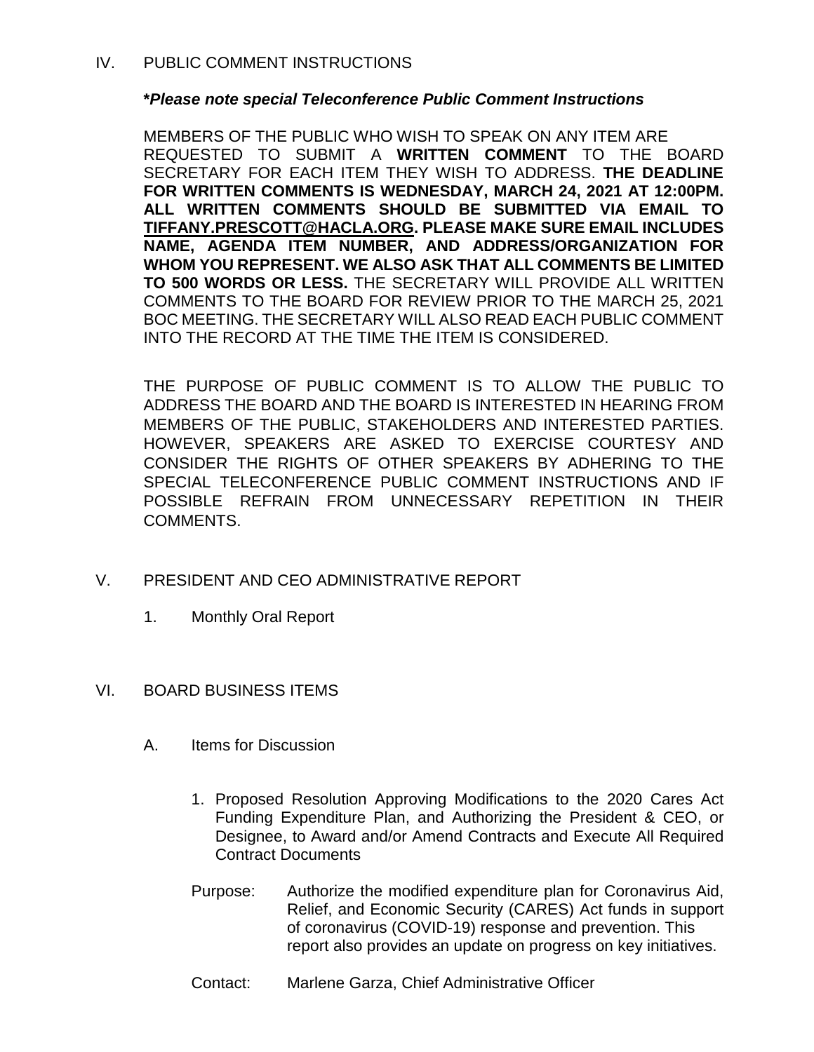IV. PUBLIC COMMENT INSTRUCTIONS

***Please note special Teleconference Public Comment Instructions***

MEMBERS OF THE PUBLIC WHO WISH TO SPEAK ON ANY ITEM ARE REQUESTED TO SUBMIT A **WRITTEN COMMENT** TO THE BOARD SECRETARY FOR EACH ITEM THEY WISH TO ADDRESS. **THE DEADLINE FOR WRITTEN COMMENTS IS WEDNESDAY, MARCH 24, 2021 AT 12:00PM. ALL WRITTEN COMMENTS SHOULD BE SUBMITTED VIA EMAIL TO TIFFANY.PRESCOTT@HACLA.ORG. PLEASE MAKE SURE EMAIL INCLUDES NAME, AGENDA ITEM NUMBER, AND ADDRESS/ORGANIZATION FOR WHOM YOU REPRESENT. WE ALSO ASK THAT ALL COMMENTS BE LIMITED TO 500 WORDS OR LESS.** THE SECRETARY WILL PROVIDE ALL WRITTEN COMMENTS TO THE BOARD FOR REVIEW PRIOR TO THE MARCH 25, 2021 BOC MEETING. THE SECRETARY WILL ALSO READ EACH PUBLIC COMMENT INTO THE RECORD AT THE TIME THE ITEM IS CONSIDERED.

THE PURPOSE OF PUBLIC COMMENT IS TO ALLOW THE PUBLIC TO ADDRESS THE BOARD AND THE BOARD IS INTERESTED IN HEARING FROM MEMBERS OF THE PUBLIC, STAKEHOLDERS AND INTERESTED PARTIES. HOWEVER, SPEAKERS ARE ASKED TO EXERCISE COURTESY AND CONSIDER THE RIGHTS OF OTHER SPEAKERS BY ADHERING TO THE SPECIAL TELECONFERENCE PUBLIC COMMENT INSTRUCTIONS AND IF POSSIBLE REFRAIN FROM UNNECESSARY REPETITION IN THEIR COMMENTS.

V. PRESIDENT AND CEO ADMINISTRATIVE REPORT

1. Monthly Oral Report

VI. BOARD BUSINESS ITEMS

A. Items for Discussion

1. Proposed Resolution Approving Modifications to the 2020 Cares Act Funding Expenditure Plan, and Authorizing the President & CEO, or Designee, to Award and/or Amend Contracts and Execute All Required Contract Documents

Purpose: Authorize the modified expenditure plan for Coronavirus Aid, Relief, and Economic Security (CARES) Act funds in support of coronavirus (COVID-19) response and prevention. This report also provides an update on progress on key initiatives.

Contact: Marlene Garza, Chief Administrative Officer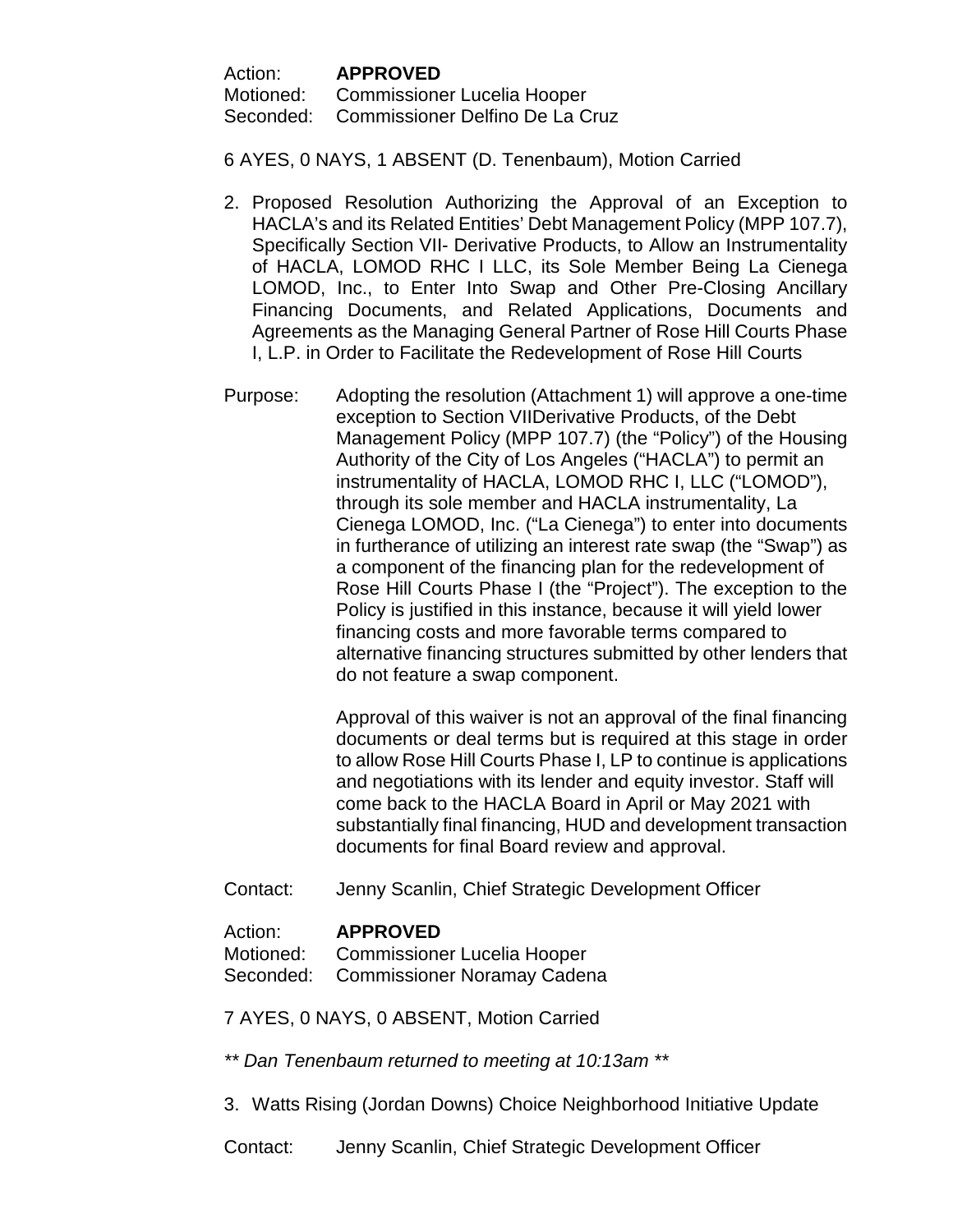Action: **APPROVED**
Motioned: Commissioner Lucelia Hooper
Seconded: Commissioner Delfino De La Cruz

6 AYES, 0 NAYS, 1 ABSENT (D. Tenenbaum), Motion Carried

2. Proposed Resolution Authorizing the Approval of an Exception to HACLA's and its Related Entities' Debt Management Policy (MPP 107.7), Specifically Section VII- Derivative Products, to Allow an Instrumentality of HACLA, LOMOD RHC I LLC, its Sole Member Being La Cienega LOMOD, Inc., to Enter Into Swap and Other Pre-Closing Ancillary Financing Documents, and Related Applications, Documents and Agreements as the Managing General Partner of Rose Hill Courts Phase I, L.P. in Order to Facilitate the Redevelopment of Rose Hill Courts

Purpose: Adopting the resolution (Attachment 1) will approve a one-time exception to Section VIIDerivative Products, of the Debt Management Policy (MPP 107.7) (the "Policy") of the Housing Authority of the City of Los Angeles ("HACLA") to permit an instrumentality of HACLA, LOMOD RHC I, LLC ("LOMOD"), through its sole member and HACLA instrumentality, La Cienega LOMOD, Inc. ("La Cienega") to enter into documents in furtherance of utilizing an interest rate swap (the "Swap") as a component of the financing plan for the redevelopment of Rose Hill Courts Phase I (the "Project"). The exception to the Policy is justified in this instance, because it will yield lower financing costs and more favorable terms compared to alternative financing structures submitted by other lenders that do not feature a swap component.

Approval of this waiver is not an approval of the final financing documents or deal terms but is required at this stage in order to allow Rose Hill Courts Phase I, LP to continue is applications and negotiations with its lender and equity investor. Staff will come back to the HACLA Board in April or May 2021 with substantially final financing, HUD and development transaction documents for final Board review and approval.

Contact: Jenny Scanlin, Chief Strategic Development Officer

Action: **APPROVED**
Motioned: Commissioner Lucelia Hooper
Seconded: Commissioner Noramay Cadena

7 AYES, 0 NAYS, 0 ABSENT, Motion Carried

*** Dan Tenenbaum returned to meeting at 10:13am ***

3. Watts Rising (Jordan Downs) Choice Neighborhood Initiative Update

Contact: Jenny Scanlin, Chief Strategic Development Officer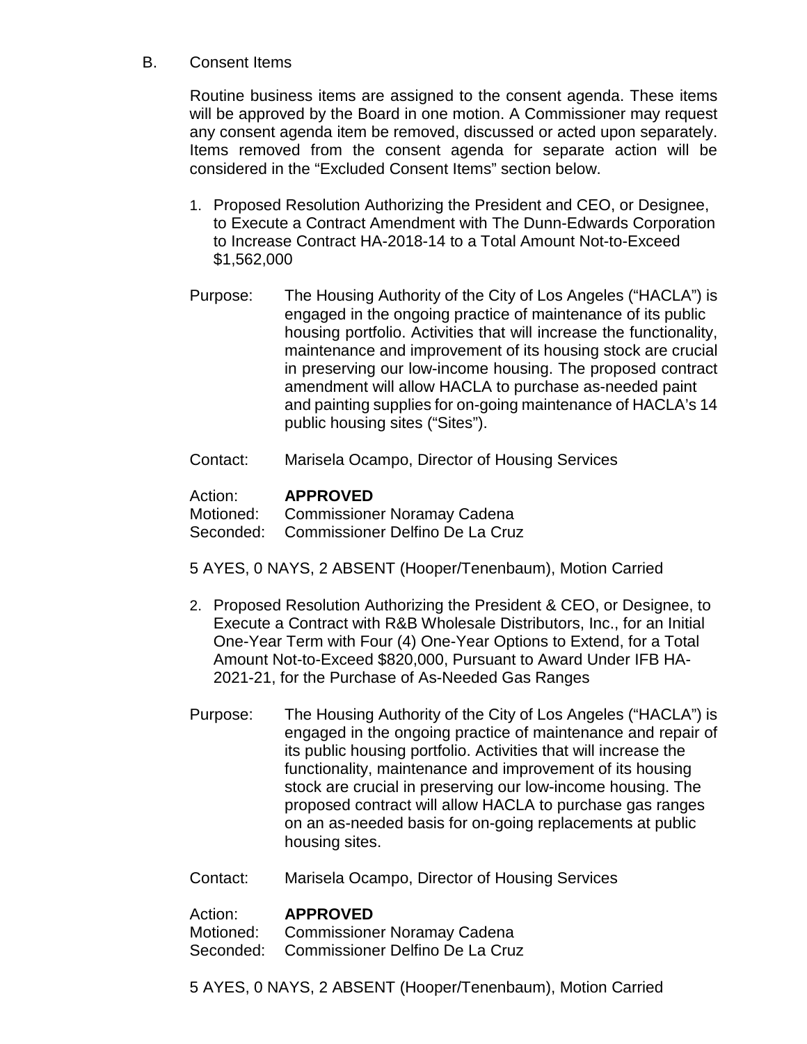B. Consent Items

Routine business items are assigned to the consent agenda. These items will be approved by the Board in one motion. A Commissioner may request any consent agenda item be removed, discussed or acted upon separately. Items removed from the consent agenda for separate action will be considered in the "Excluded Consent Items" section below.

1. Proposed Resolution Authorizing the President and CEO, or Designee, to Execute a Contract Amendment with The Dunn-Edwards Corporation to Increase Contract HA-2018-14 to a Total Amount Not-to-Exceed $1,562,000

Purpose: The Housing Authority of the City of Los Angeles ("HACLA") is engaged in the ongoing practice of maintenance of its public housing portfolio. Activities that will increase the functionality, maintenance and improvement of its housing stock are crucial in preserving our low-income housing. The proposed contract amendment will allow HACLA to purchase as-needed paint and painting supplies for on-going maintenance of HACLA's 14 public housing sites ("Sites").

Contact: Marisela Ocampo, Director of Housing Services

Action: **APPROVED**
Motioned: Commissioner Noramay Cadena
Seconded: Commissioner Delfino De La Cruz

5 AYES, 0 NAYS, 2 ABSENT (Hooper/Tenenbaum), Motion Carried

2. Proposed Resolution Authorizing the President & CEO, or Designee, to Execute a Contract with R&B Wholesale Distributors, Inc., for an Initial One-Year Term with Four (4) One-Year Options to Extend, for a Total Amount Not-to-Exceed $820,000, Pursuant to Award Under IFB HA-2021-21, for the Purchase of As-Needed Gas Ranges

Purpose: The Housing Authority of the City of Los Angeles ("HACLA") is engaged in the ongoing practice of maintenance and repair of its public housing portfolio. Activities that will increase the functionality, maintenance and improvement of its housing stock are crucial in preserving our low-income housing. The proposed contract will allow HACLA to purchase gas ranges on an as-needed basis for on-going replacements at public housing sites.

Contact: Marisela Ocampo, Director of Housing Services

Action: **APPROVED**
Motioned: Commissioner Noramay Cadena
Seconded: Commissioner Delfino De La Cruz

5 AYES, 0 NAYS, 2 ABSENT (Hooper/Tenenbaum), Motion Carried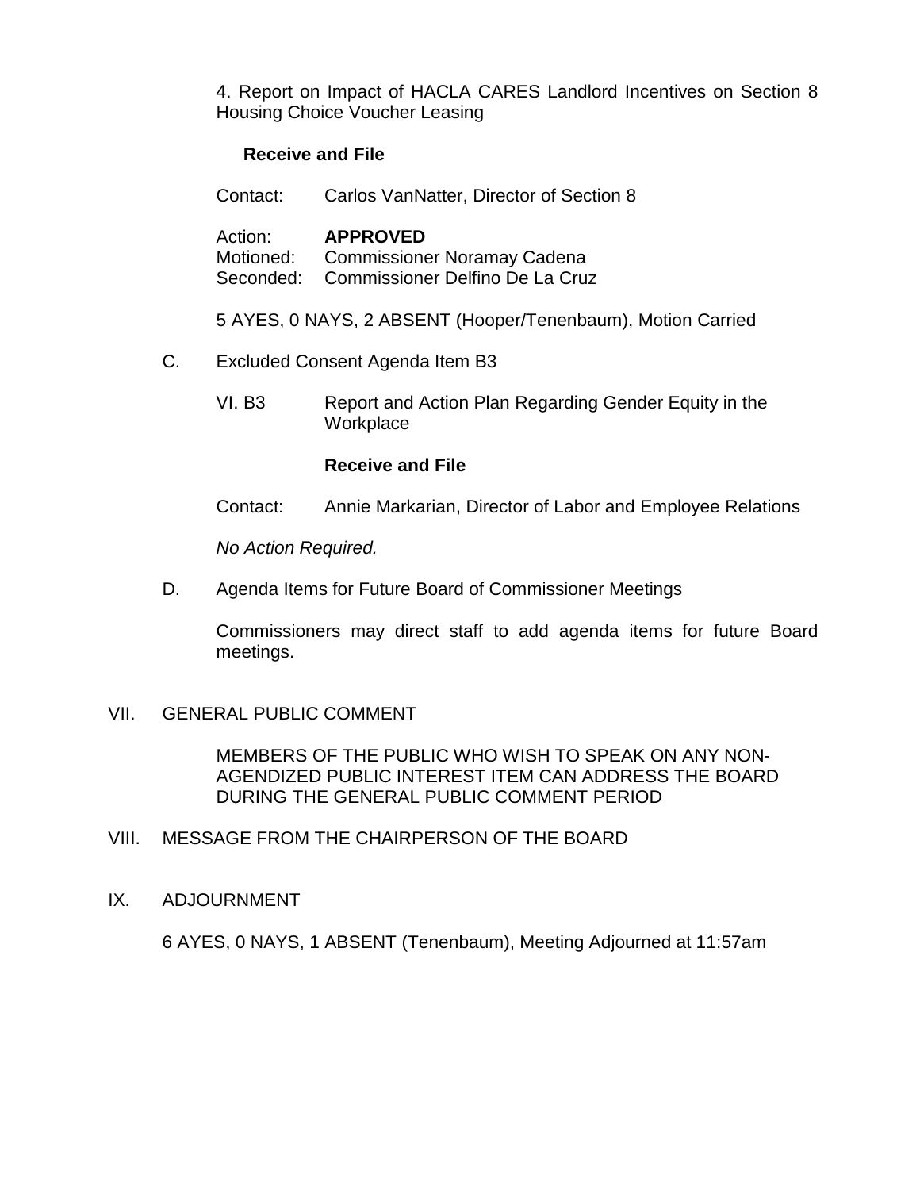4. Report on Impact of HACLA CARES Landlord Incentives on Section 8 Housing Choice Voucher Leasing

**Receive and File**

Contact: Carlos VanNatter, Director of Section 8

Action: **APPROVED**
Motioned: Commissioner Noramay Cadena
Seconded: Commissioner Delfino De La Cruz

5 AYES, 0 NAYS, 2 ABSENT (Hooper/Tenenbaum), Motion Carried

C. Excluded Consent Agenda Item B3

VI. B3 Report and Action Plan Regarding Gender Equity in the Workplace

**Receive and File**

Contact: Annie Markarian, Director of Labor and Employee Relations

*No Action Required.*

D. Agenda Items for Future Board of Commissioner Meetings

Commissioners may direct staff to add agenda items for future Board meetings.

VII. GENERAL PUBLIC COMMENT

MEMBERS OF THE PUBLIC WHO WISH TO SPEAK ON ANY NON-AGENDIZED PUBLIC INTEREST ITEM CAN ADDRESS THE BOARD DURING THE GENERAL PUBLIC COMMENT PERIOD

VIII. MESSAGE FROM THE CHAIRPERSON OF THE BOARD

IX. ADJOURNMENT

6 AYES, 0 NAYS, 1 ABSENT (Tenenbaum), Meeting Adjourned at 11:57am